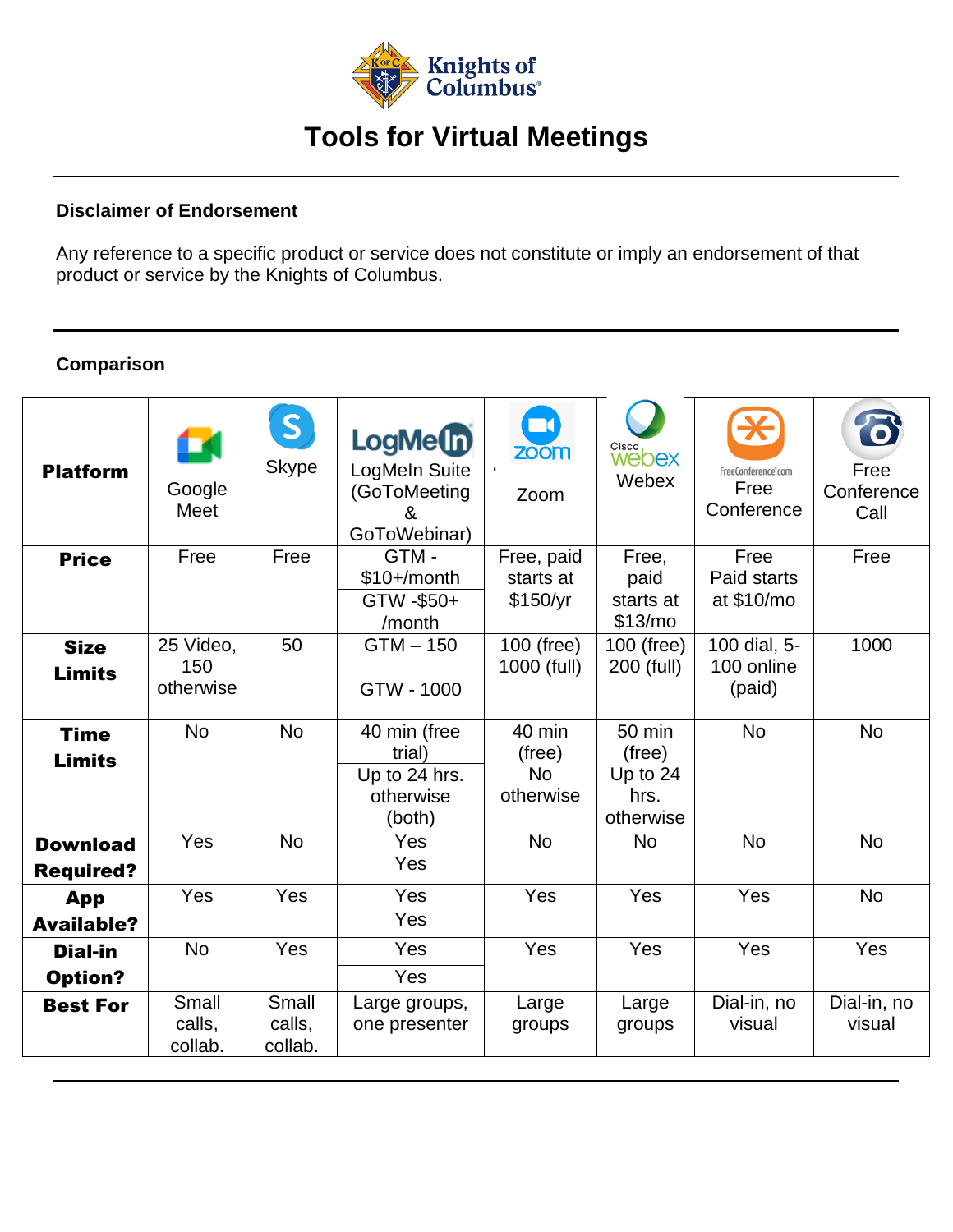# Knights of Columbus

## Tools for Virtual Meetings

---

### Disclaimer of Endorsement

Any reference to a specific product or service does not constitute or imply an endorsement of that product or service by the Knights of Columbus.

---

### Comparison

| Platform | Google Meet | Skype | LogMeIn Suite (GoToMeeting & GoToWebinar) | Zoom | Webex | Free Conference | Free Conference Call |
|---|---|---|---|---|---|---|---|
| **Price** | Free | Free | GTM - $10+/month<br>GTW -$50+ /month | Free, paid starts at $150/yr | Free, paid starts at $13/mo | Free<br>Paid starts at $10/mo | Free |
| **Size Limits** | 25 Video, 150 otherwise | 50 | GTM – 150<br>GTW - 1000 | 100 (free)<br>1000 (full) | 100 (free)<br>200 (full) | 100 dial, 5-100 online (paid) | 1000 |
| **Time Limits** | No | No | 40 min (free trial)<br>Up to 24 hrs. otherwise (both) | 40 min (free)<br>No otherwise | 50 min (free)<br>Up to 24 hrs. otherwise | No | No |
| **Download Required?** | Yes | No | Yes<br>Yes | No | No | No | No |
| **App Available?** | Yes | Yes | Yes<br>Yes | Yes | Yes | Yes | No |
| **Dial-in Option?** | No | Yes | Yes<br>Yes | Yes | Yes | Yes | Yes |
| **Best For** | Small calls, collab. | Small calls, collab. | Large groups, one presenter | Large groups | Large groups | Dial-in, no visual | Dial-in, no visual |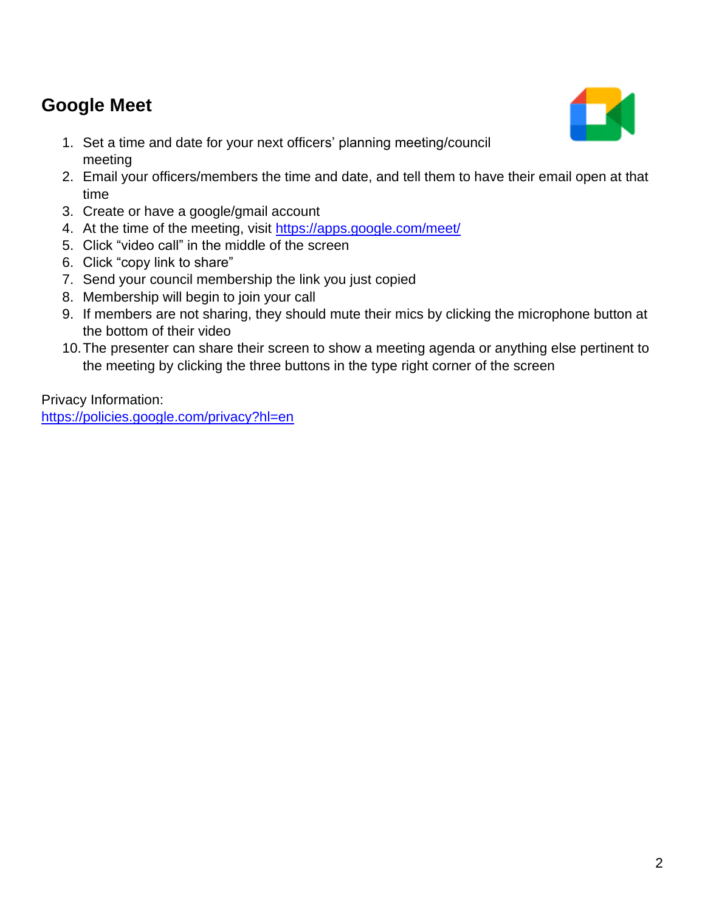## Google Meet

1. Set a time and date for your next officers' planning meeting/council meeting
2. Email your officers/members the time and date, and tell them to have their email open at that time
3. Create or have a google/gmail account
4. At the time of the meeting, visit [https://apps.google.com/meet/](https://apps.google.com/meet/)
5. Click "video call" in the middle of the screen
6. Click "copy link to share"
7. Send your council membership the link you just copied
8. Membership will begin to join your call
9. If members are not sharing, they should mute their mics by clicking the microphone button at the bottom of their video
10. The presenter can share their screen to show a meeting agenda or anything else pertinent to the meeting by clicking the three buttons in the type right corner of the screen

Privacy Information:
[https://policies.google.com/privacy?hl=en](https://policies.google.com/privacy?hl=en)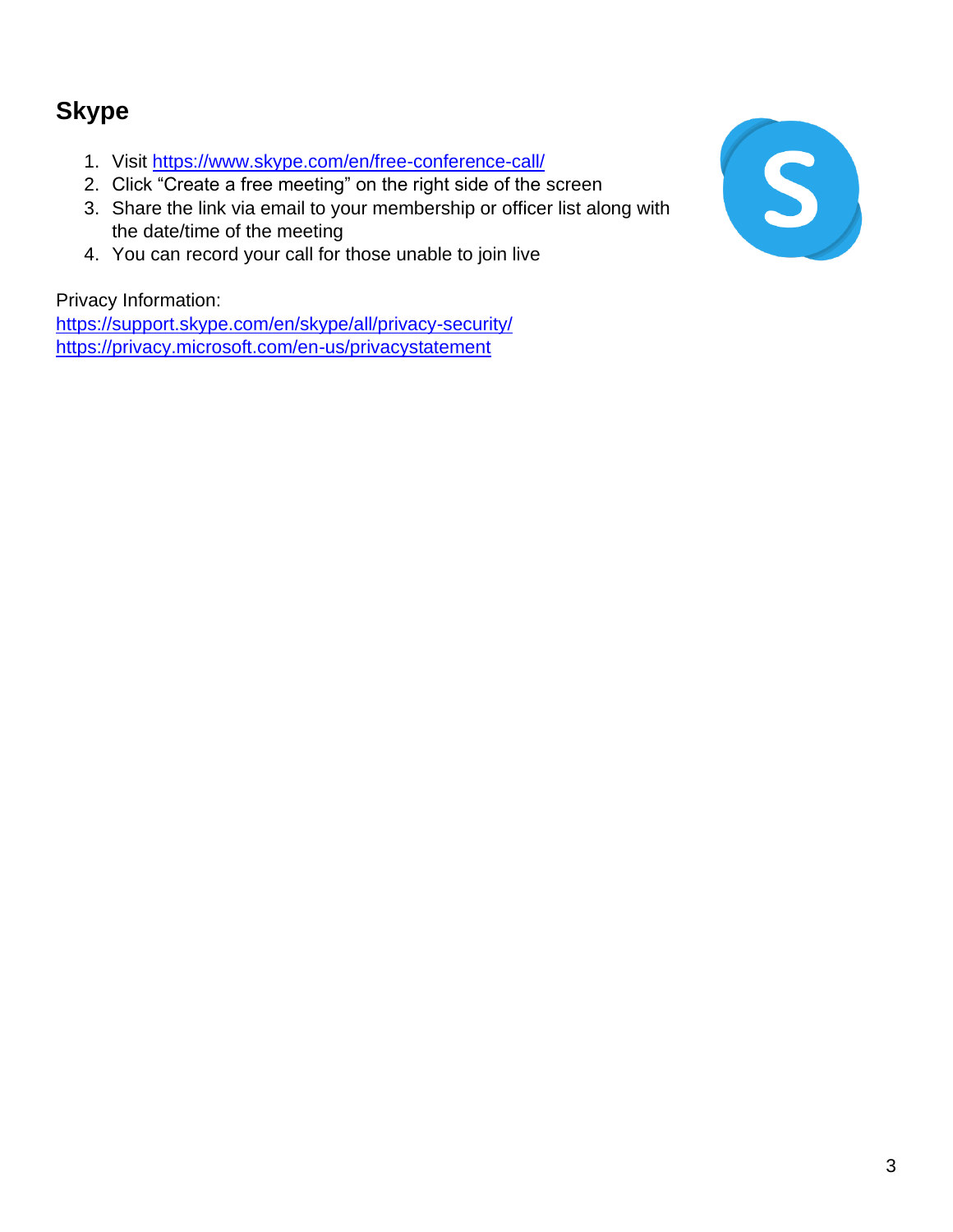## Skype

1. Visit https://www.skype.com/en/free-conference-call/
2. Click "Create a free meeting" on the right side of the screen
3. Share the link via email to your membership or officer list along with the date/time of the meeting
4. You can record your call for those unable to join live

Privacy Information:
https://support.skype.com/en/skype/all/privacy-security/
https://privacy.microsoft.com/en-us/privacystatement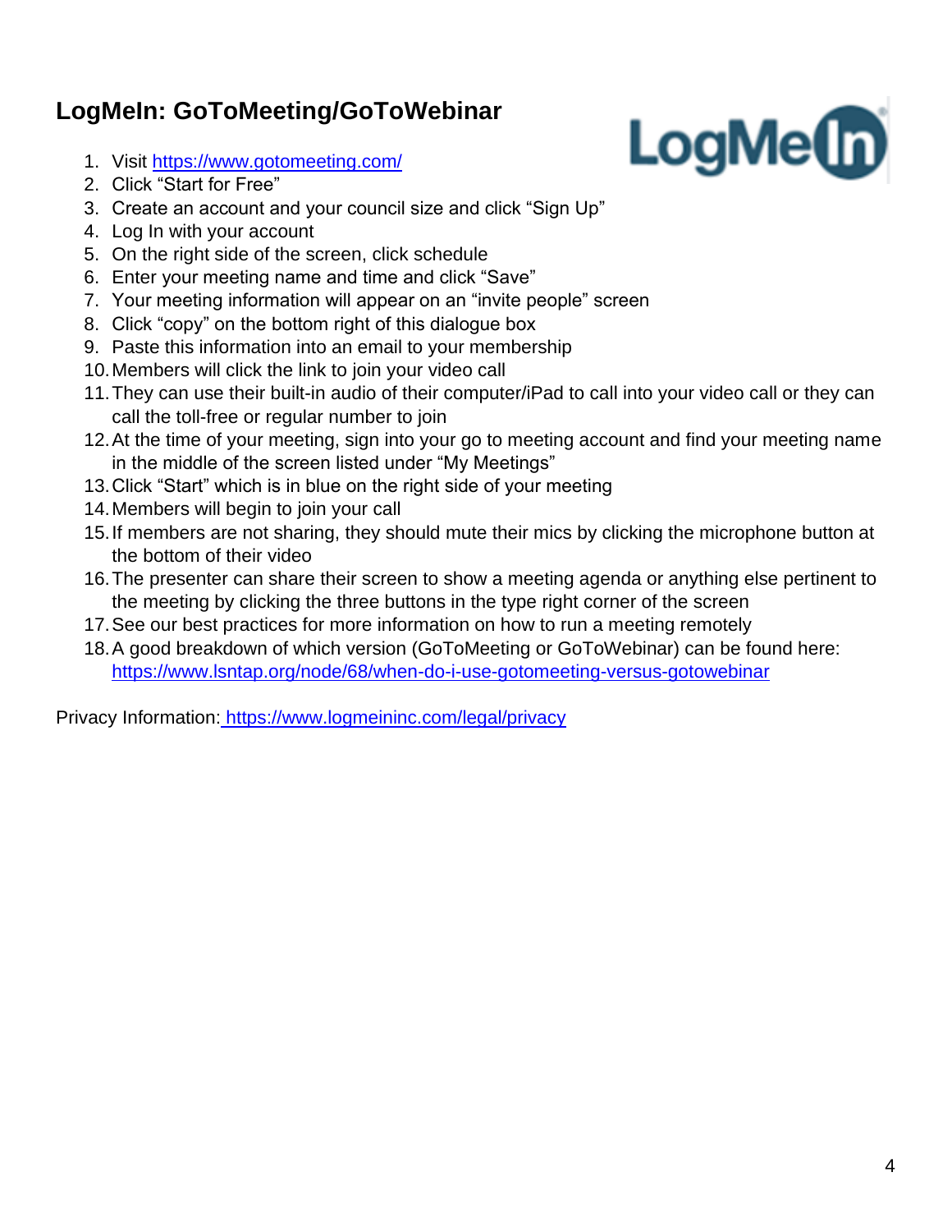## LogMeIn: GoToMeeting/GoToWebinar

1. Visit [https://www.gotomeeting.com/](https://www.gotomeeting.com/)
2. Click "Start for Free"
3. Create an account and your council size and click "Sign Up"
4. Log In with your account
5. On the right side of the screen, click schedule
6. Enter your meeting name and time and click "Save"
7. Your meeting information will appear on an "invite people" screen
8. Click "copy" on the bottom right of this dialogue box
9. Paste this information into an email to your membership
10. Members will click the link to join your video call
11. They can use their built-in audio of their computer/iPad to call into your video call or they can call the toll-free or regular number to join
12. At the time of your meeting, sign into your go to meeting account and find your meeting name in the middle of the screen listed under "My Meetings"
13. Click "Start" which is in blue on the right side of your meeting
14. Members will begin to join your call
15. If members are not sharing, they should mute their mics by clicking the microphone button at the bottom of their video
16. The presenter can share their screen to show a meeting agenda or anything else pertinent to the meeting by clicking the three buttons in the type right corner of the screen
17. See our best practices for more information on how to run a meeting remotely
18. A good breakdown of which version (GoToMeeting or GoToWebinar) can be found here: [https://www.lsntap.org/node/68/when-do-i-use-gotomeeting-versus-gotowebinar](https://www.lsntap.org/node/68/when-do-i-use-gotomeeting-versus-gotowebinar)

Privacy Information: [https://www.logmeininc.com/legal/privacy](https://www.logmeininc.com/legal/privacy)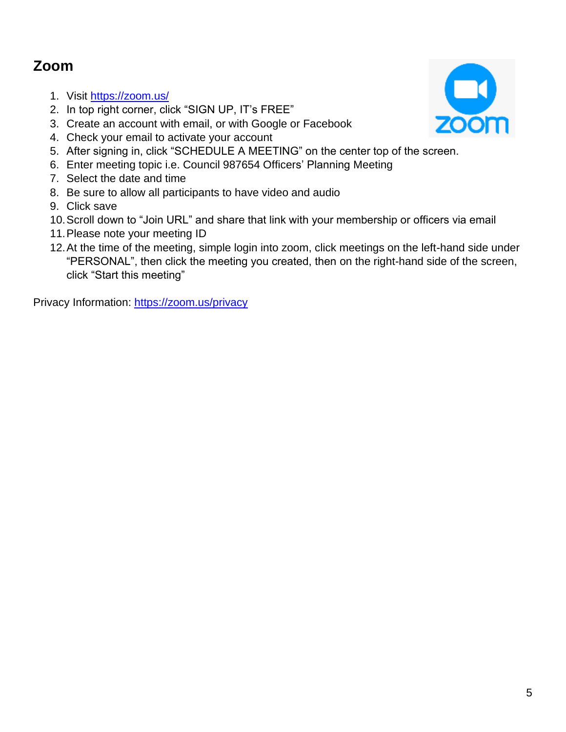## Zoom

1. Visit https://zoom.us/
2. In top right corner, click “SIGN UP, IT’s FREE”
3. Create an account with email, or with Google or Facebook
4. Check your email to activate your account
5. After signing in, click “SCHEDULE A MEETING” on the center top of the screen.
6. Enter meeting topic i.e. Council 987654 Officers’ Planning Meeting
7. Select the date and time
8. Be sure to allow all participants to have video and audio
9. Click save
10. Scroll down to “Join URL” and share that link with your membership or officers via email
11. Please note your meeting ID
12. At the time of the meeting, simple login into zoom, click meetings on the left-hand side under “PERSONAL”, then click the meeting you created, then on the right-hand side of the screen, click “Start this meeting”

Privacy Information: https://zoom.us/privacy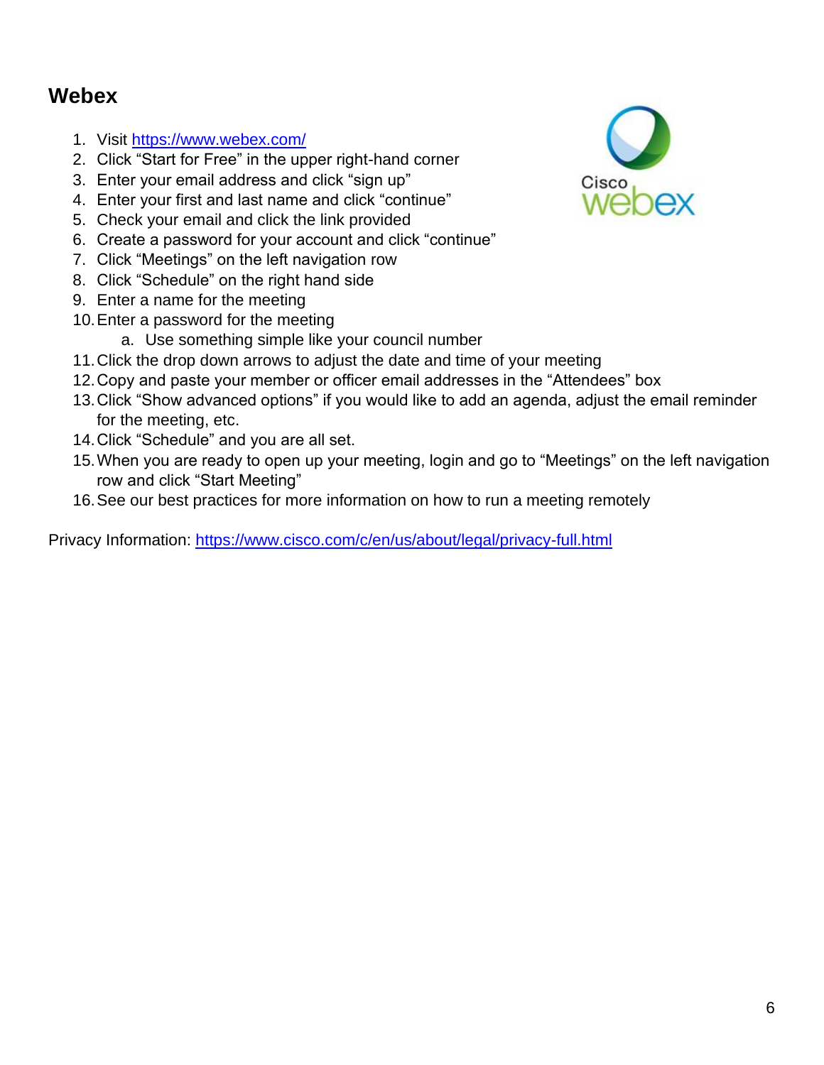# Webex

1. Visit [https://www.webex.com/](https://www.webex.com/)
2. Click “Start for Free” in the upper right-hand corner
3. Enter your email address and click “sign up”
4. Enter your first and last name and click “continue”
5. Check your email and click the link provided
6. Create a password for your account and click “continue”
7. Click “Meetings” on the left navigation row
8. Click “Schedule” on the right hand side
9. Enter a name for the meeting
10. Enter a password for the meeting
    a. Use something simple like your council number
11. Click the drop down arrows to adjust the date and time of your meeting
12. Copy and paste your member or officer email addresses in the “Attendees” box
13. Click “Show advanced options” if you would like to add an agenda, adjust the email reminder for the meeting, etc.
14. Click “Schedule” and you are all set.
15. When you are ready to open up your meeting, login and go to “Meetings” on the left navigation row and click “Start Meeting”
16. See our best practices for more information on how to run a meeting remotely

Privacy Information: [https://www.cisco.com/c/en/us/about/legal/privacy-full.html](https://www.cisco.com/c/en/us/about/legal/privacy-full.html)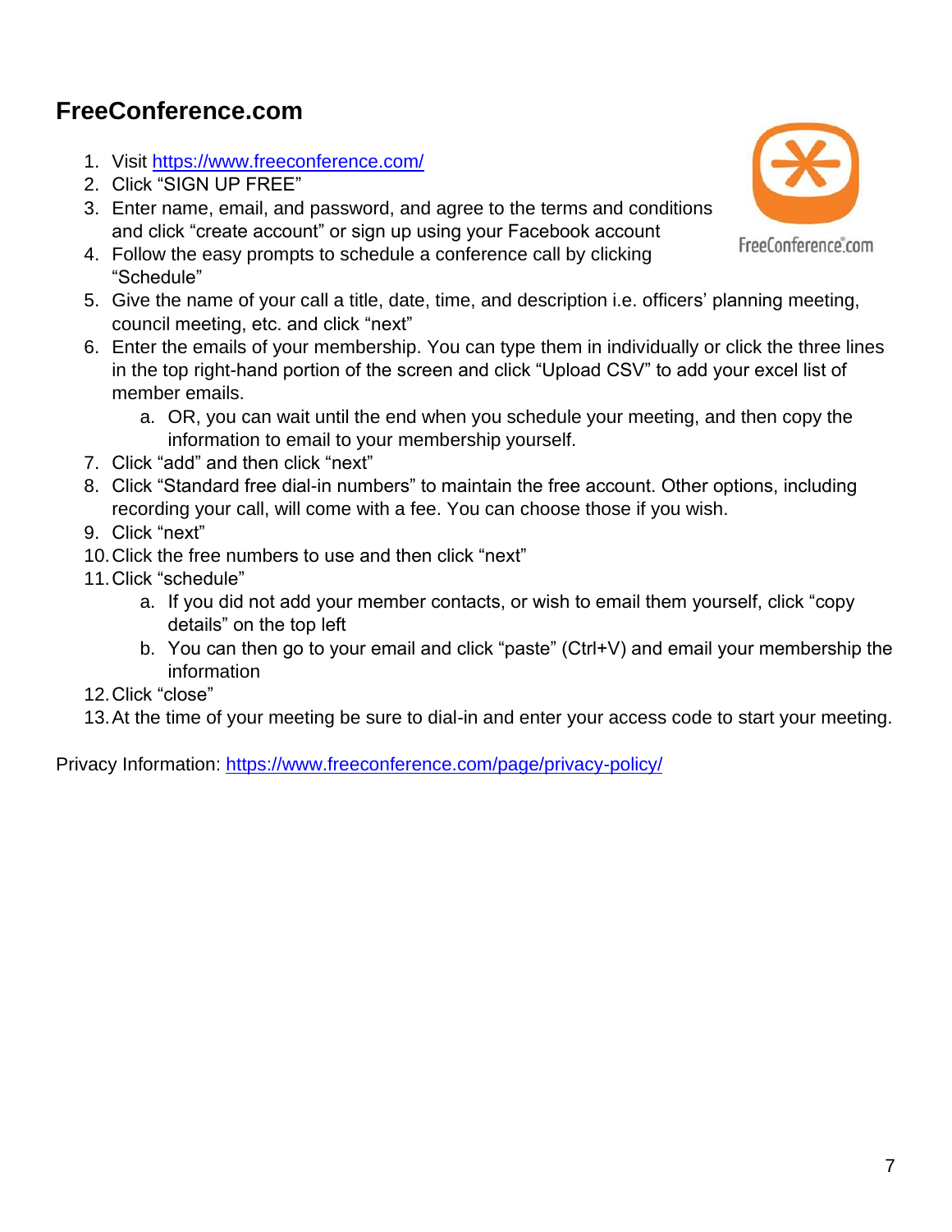## FreeConference.com

1. Visit [https://www.freeconference.com/](https://www.freeconference.com/)
2. Click "SIGN UP FREE"
3. Enter name, email, and password, and agree to the terms and conditions and click "create account" or sign up using your Facebook account
4. Follow the easy prompts to schedule a conference call by clicking "Schedule"
5. Give the name of your call a title, date, time, and description i.e. officers' planning meeting, council meeting, etc. and click "next"
6. Enter the emails of your membership. You can type them in individually or click the three lines in the top right-hand portion of the screen and click "Upload CSV" to add your excel list of member emails.
   a. OR, you can wait until the end when you schedule your meeting, and then copy the information to email to your membership yourself.
7. Click "add" and then click "next"
8. Click "Standard free dial-in numbers" to maintain the free account. Other options, including recording your call, will come with a fee. You can choose those if you wish.
9. Click "next"
10. Click the free numbers to use and then click "next"
11. Click "schedule"
    a. If you did not add your member contacts, or wish to email them yourself, click "copy details" on the top left
    b. You can then go to your email and click "paste" (Ctrl+V) and email your membership the information
12. Click "close"
13. At the time of your meeting be sure to dial-in and enter your access code to start your meeting.

Privacy Information: [https://www.freeconference.com/page/privacy-policy/](https://www.freeconference.com/page/privacy-policy/)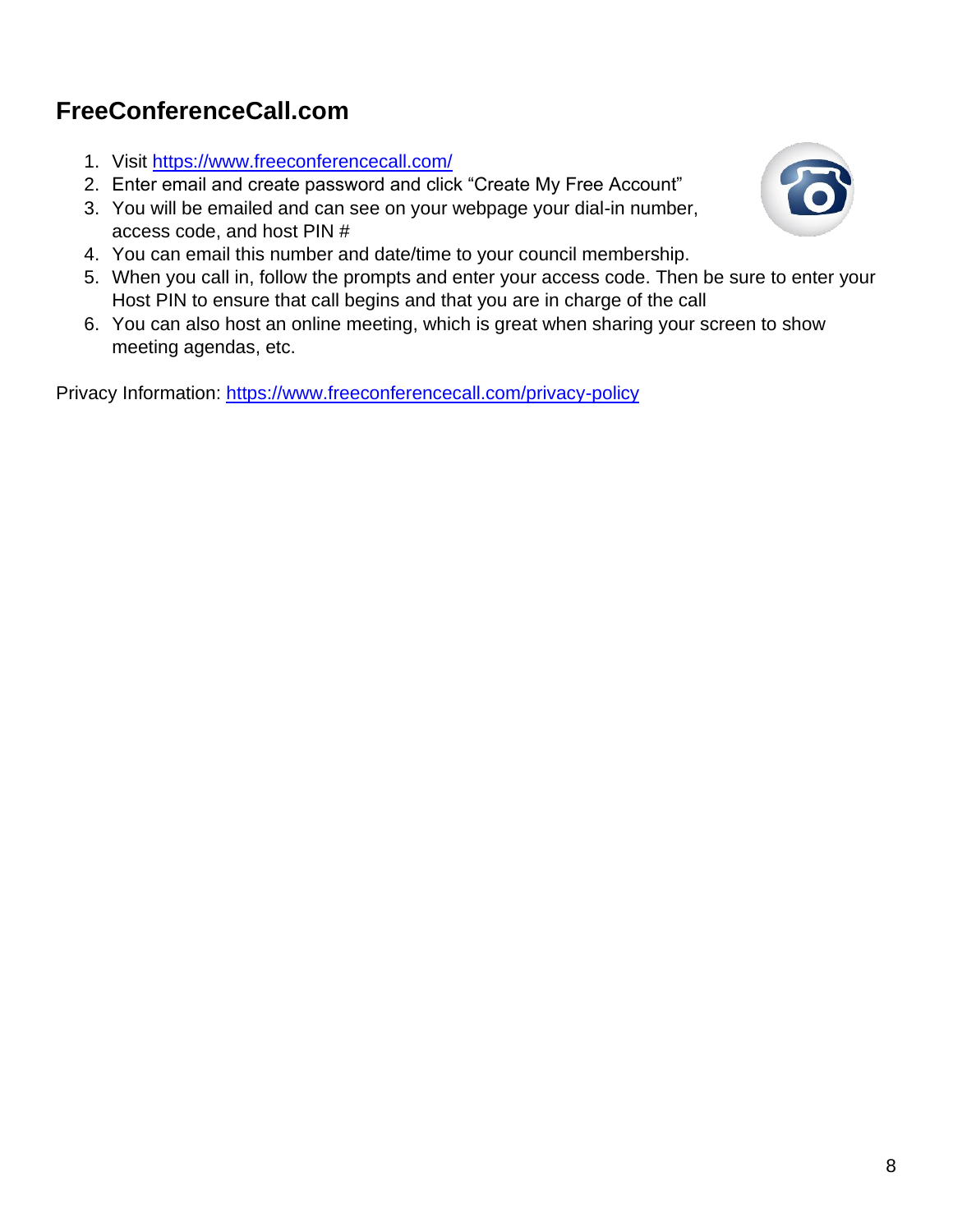## FreeConferenceCall.com

1. Visit [https://www.freeconferencecall.com/](https://www.freeconferencecall.com/)
2. Enter email and create password and click "Create My Free Account"
3. You will be emailed and can see on your webpage your dial-in number, access code, and host PIN #
4. You can email this number and date/time to your council membership.
5. When you call in, follow the prompts and enter your access code. Then be sure to enter your Host PIN to ensure that call begins and that you are in charge of the call
6. You can also host an online meeting, which is great when sharing your screen to show meeting agendas, etc.

Privacy Information: [https://www.freeconferencecall.com/privacy-policy](https://www.freeconferencecall.com/privacy-policy)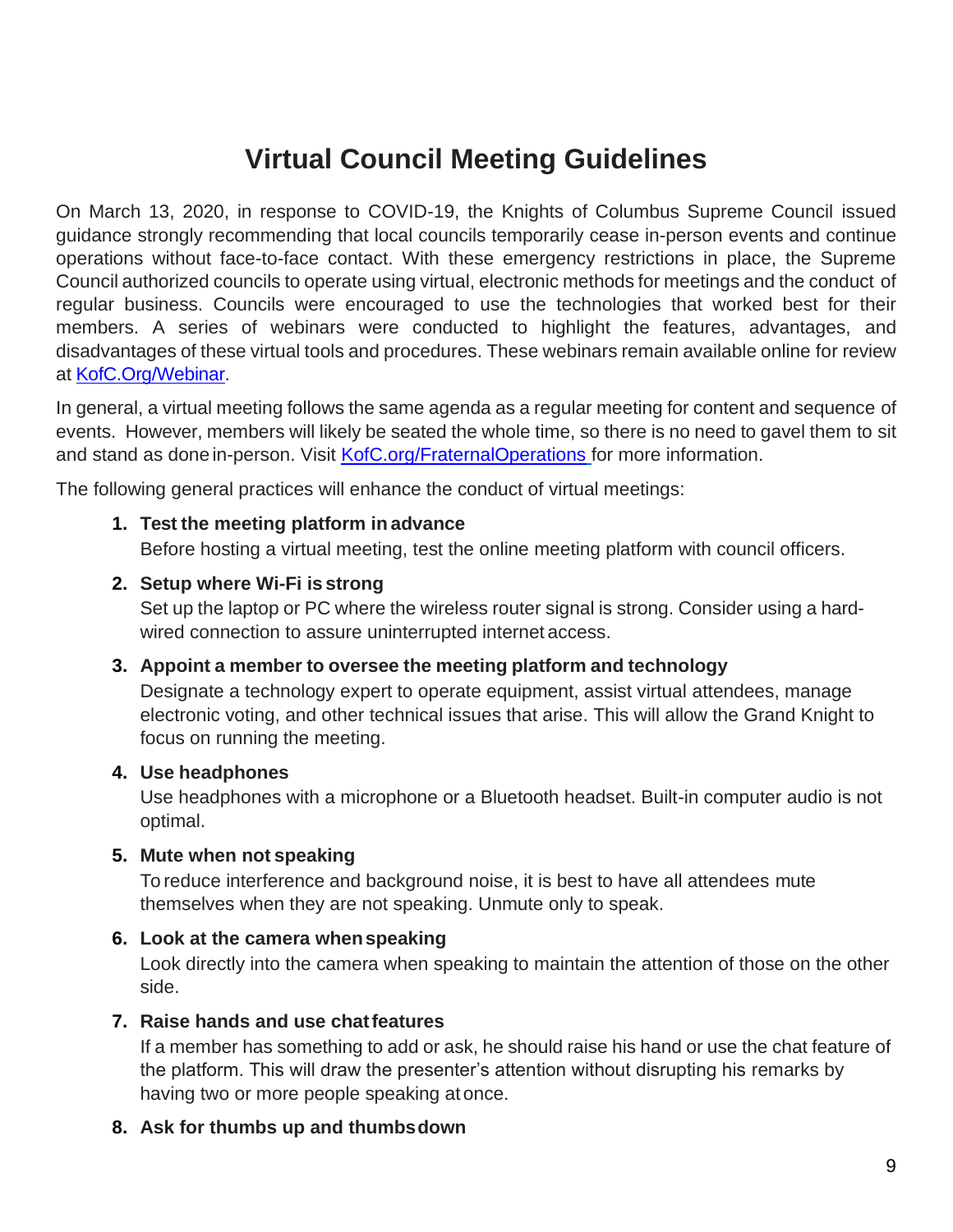# Virtual Council Meeting Guidelines

On March 13, 2020, in response to COVID-19, the Knights of Columbus Supreme Council issued guidance strongly recommending that local councils temporarily cease in-person events and continue operations without face-to-face contact. With these emergency restrictions in place, the Supreme Council authorized councils to operate using virtual, electronic methods for meetings and the conduct of regular business. Councils were encouraged to use the technologies that worked best for their members. A series of webinars were conducted to highlight the features, advantages, and disadvantages of these virtual tools and procedures. These webinars remain available online for review at [KofC.Org/Webinar](KofC.Org/Webinar).

In general, a virtual meeting follows the same agenda as a regular meeting for content and sequence of events. However, members will likely be seated the whole time, so there is no need to gavel them to sit and stand as done in-person. Visit [KofC.org/FraternalOperations](KofC.org/FraternalOperations) for more information.

The following general practices will enhance the conduct of virtual meetings:

1. **Test the meeting platform in advance**
   Before hosting a virtual meeting, test the online meeting platform with council officers.
2. **Setup where Wi-Fi is strong**
   Set up the laptop or PC where the wireless router signal is strong. Consider using a hard-wired connection to assure uninterrupted internet access.
3. **Appoint a member to oversee the meeting platform and technology**
   Designate a technology expert to operate equipment, assist virtual attendees, manage electronic voting, and other technical issues that arise. This will allow the Grand Knight to focus on running the meeting.
4. **Use headphones**
   Use headphones with a microphone or a Bluetooth headset. Built-in computer audio is not optimal.
5. **Mute when not speaking**
   To reduce interference and background noise, it is best to have all attendees mute themselves when they are not speaking. Unmute only to speak.
6. **Look at the camera when speaking**
   Look directly into the camera when speaking to maintain the attention of those on the other side.
7. **Raise hands and use chat features**
   If a member has something to add or ask, he should raise his hand or use the chat feature of the platform. This will draw the presenter's attention without disrupting his remarks by having two or more people speaking at once.
8. **Ask for thumbs up and thumbs down**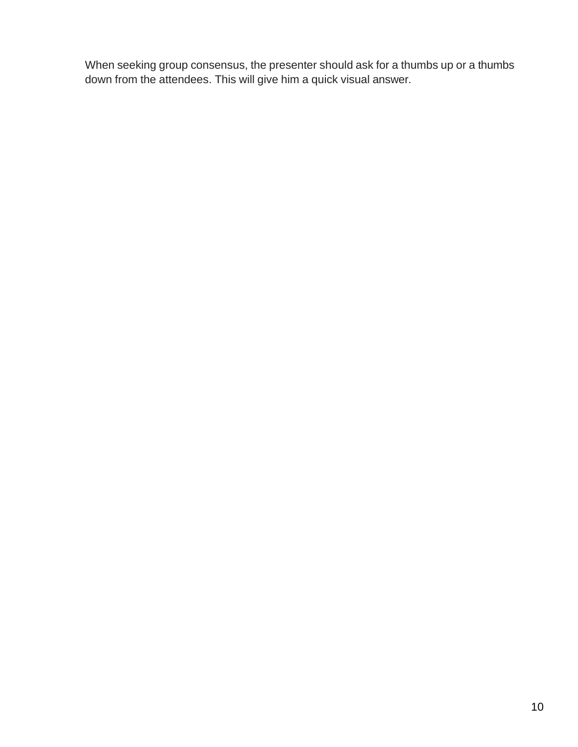When seeking group consensus, the presenter should ask for a thumbs up or a thumbs down from the attendees. This will give him a quick visual answer.